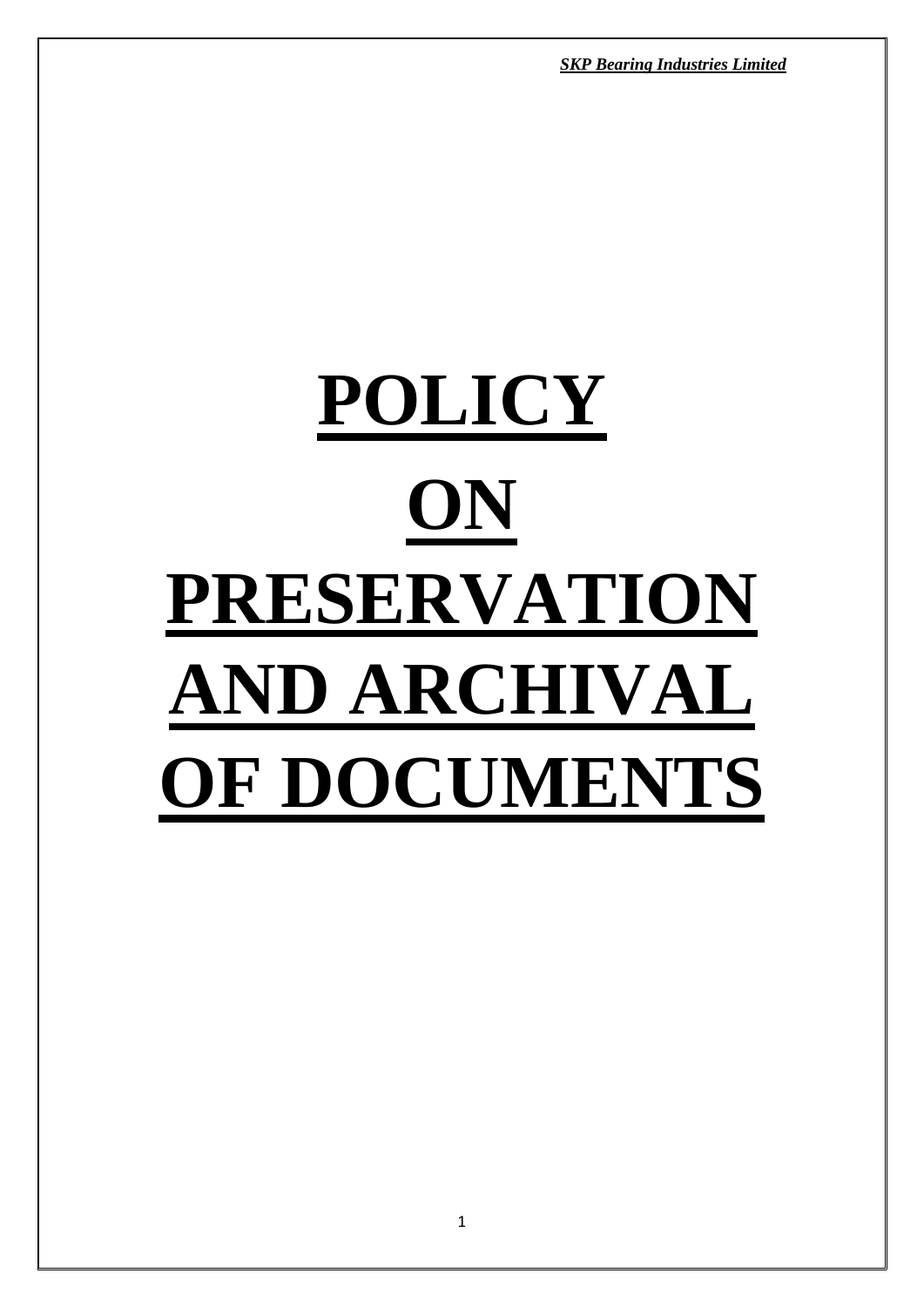# POLICY ON PRESERVATION AND ARCHIVAL OF DOCUMENTS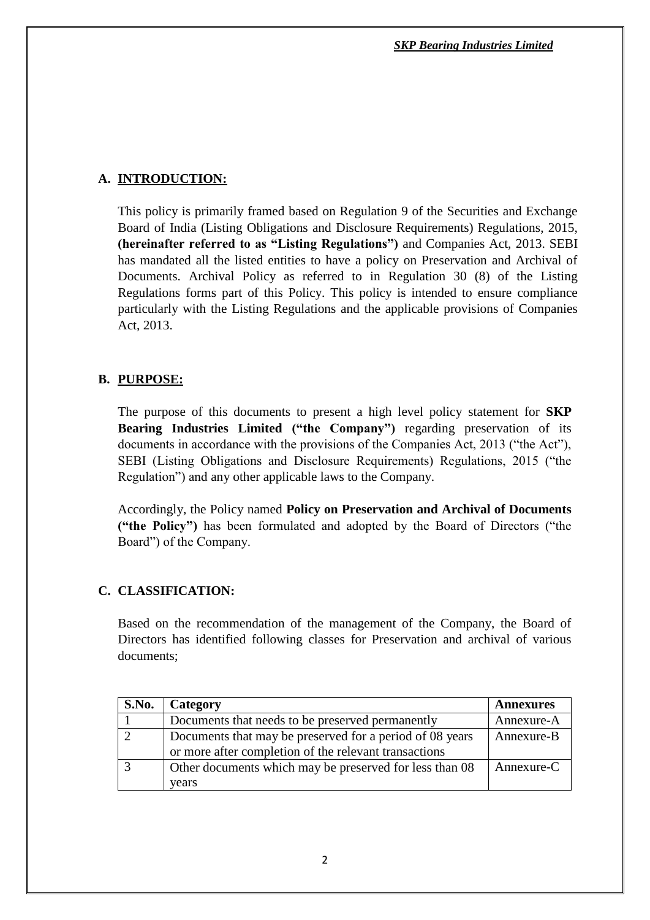## A. INTRODUCTION:

This policy is primarily framed based on Regulation 9 of the Securities and Exchange Board of India (Listing Obligations and Disclosure Requirements) Regulations, 2015, **(hereinafter referred to as "Listing Regulations")** and Companies Act, 2013. SEBI has mandated all the listed entities to have a policy on Preservation and Archival of Documents. Archival Policy as referred to in Regulation 30 (8) of the Listing Regulations forms part of this Policy. This policy is intended to ensure compliance particularly with the Listing Regulations and the applicable provisions of Companies Act, 2013.

## B. PURPOSE:

The purpose of this documents to present a high level policy statement for **SKP Bearing Industries Limited ("the Company")** regarding preservation of its documents in accordance with the provisions of the Companies Act, 2013 ("the Act"), SEBI (Listing Obligations and Disclosure Requirements) Regulations, 2015 ("the Regulation") and any other applicable laws to the Company.

Accordingly, the Policy named **Policy on Preservation and Archival of Documents ("the Policy")** has been formulated and adopted by the Board of Directors ("the Board") of the Company.

## C. CLASSIFICATION:

Based on the recommendation of the management of the Company, the Board of Directors has identified following classes for Preservation and archival of various documents;

| S.No. | Category | Annexures |
|---|---|---|
| 1 | Documents that needs to be preserved permanently | Annexure-A |
| 2 | Documents that may be preserved for a period of 08 years or more after completion of the relevant transactions | Annexure-B |
| 3 | Other documents which may be preserved for less than 08 years | Annexure-C |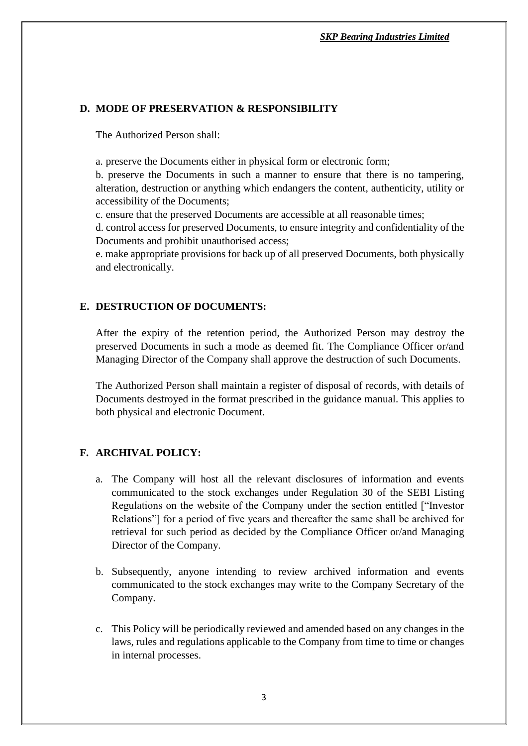## D. MODE OF PRESERVATION & RESPONSIBILITY

The Authorized Person shall:

a. preserve the Documents either in physical form or electronic form;

b. preserve the Documents in such a manner to ensure that there is no tampering, alteration, destruction or anything which endangers the content, authenticity, utility or accessibility of the Documents;

c. ensure that the preserved Documents are accessible at all reasonable times;

d. control access for preserved Documents, to ensure integrity and confidentiality of the Documents and prohibit unauthorised access;

e. make appropriate provisions for back up of all preserved Documents, both physically and electronically.

## E. DESTRUCTION OF DOCUMENTS:

After the expiry of the retention period, the Authorized Person may destroy the preserved Documents in such a mode as deemed fit. The Compliance Officer or/and Managing Director of the Company shall approve the destruction of such Documents.

The Authorized Person shall maintain a register of disposal of records, with details of Documents destroyed in the format prescribed in the guidance manual. This applies to both physical and electronic Document.

## F. ARCHIVAL POLICY:

a. The Company will host all the relevant disclosures of information and events communicated to the stock exchanges under Regulation 30 of the SEBI Listing Regulations on the website of the Company under the section entitled ["Investor Relations"] for a period of five years and thereafter the same shall be archived for retrieval for such period as decided by the Compliance Officer or/and Managing Director of the Company.

b. Subsequently, anyone intending to review archived information and events communicated to the stock exchanges may write to the Company Secretary of the Company.

c. This Policy will be periodically reviewed and amended based on any changes in the laws, rules and regulations applicable to the Company from time to time or changes in internal processes.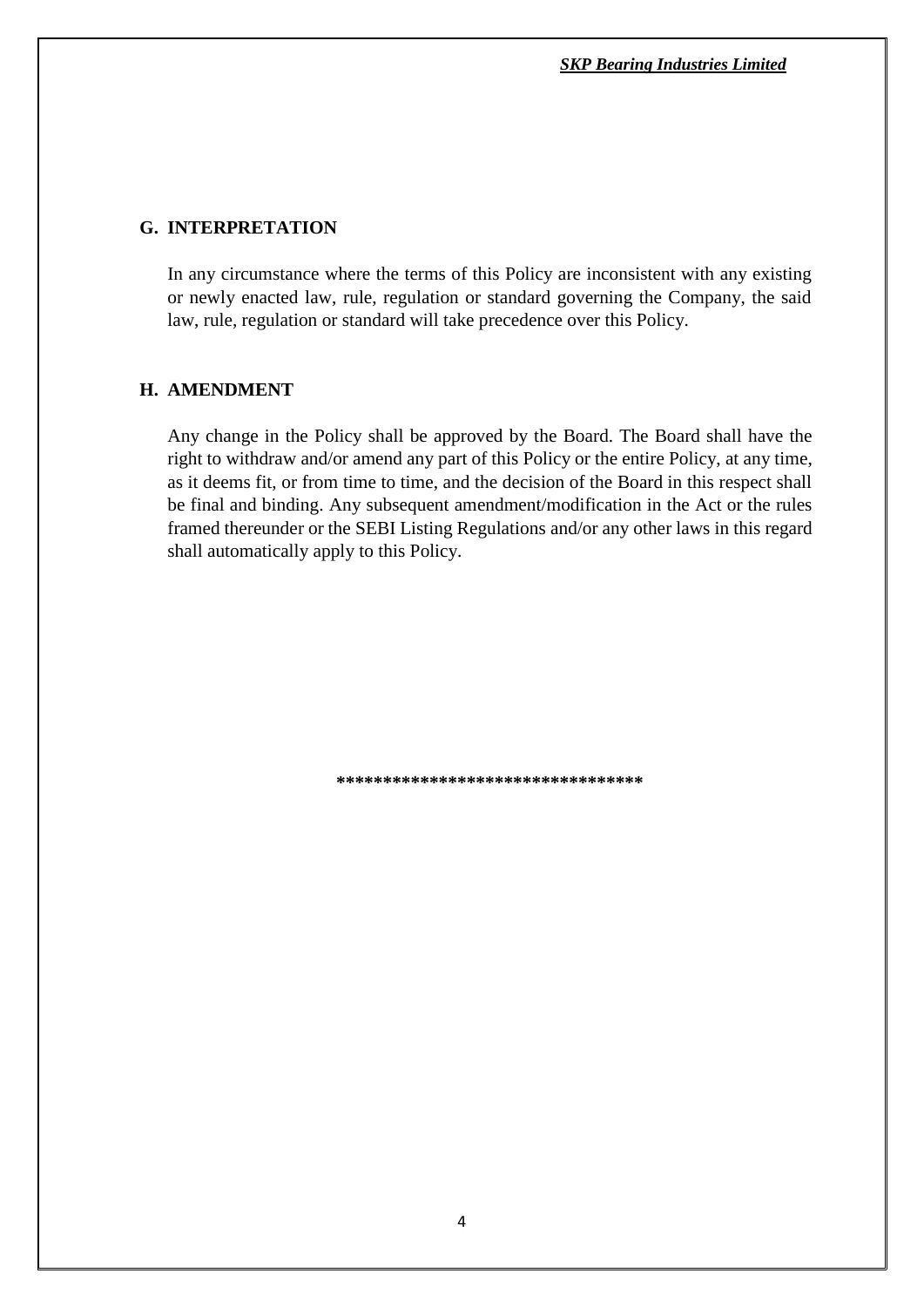## G. INTERPRETATION

In any circumstance where the terms of this Policy are inconsistent with any existing or newly enacted law, rule, regulation or standard governing the Company, the said law, rule, regulation or standard will take precedence over this Policy.

## H. AMENDMENT

Any change in the Policy shall be approved by the Board. The Board shall have the right to withdraw and/or amend any part of this Policy or the entire Policy, at any time, as it deems fit, or from time to time, and the decision of the Board in this respect shall be final and binding. Any subsequent amendment/modification in the Act or the rules framed thereunder or the SEBI Listing Regulations and/or any other laws in this regard shall automatically apply to this Policy.

********************************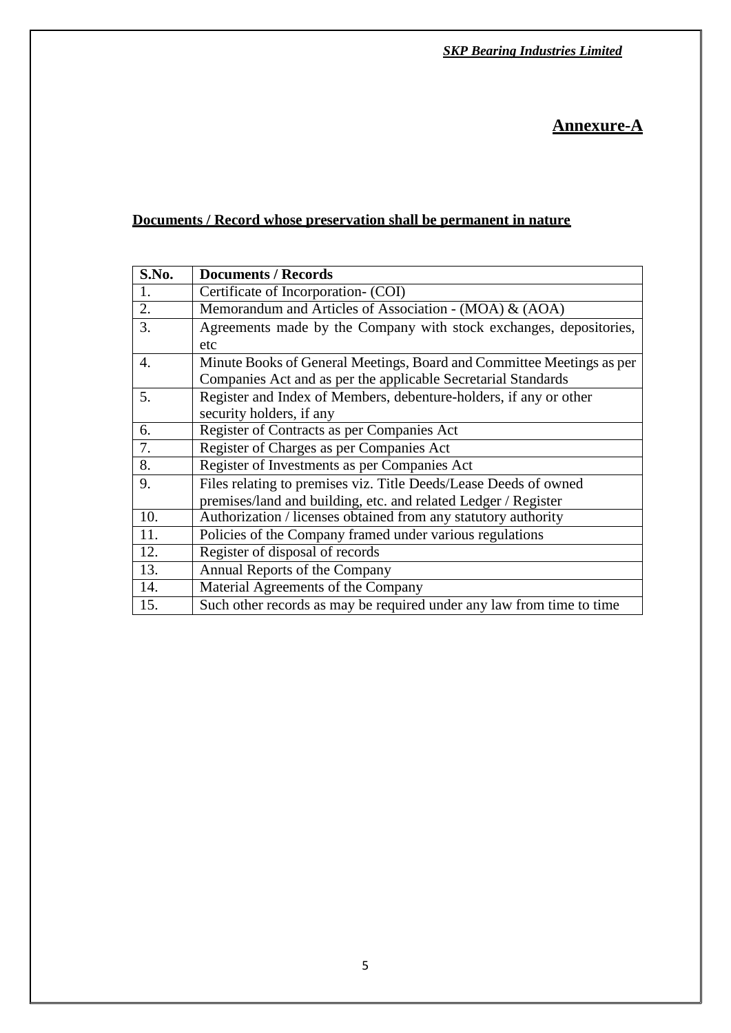## Annexure-A

**Documents / Record whose preservation shall be permanent in nature**

| S.No. | Documents / Records |
|---|---|
| 1. | Certificate of Incorporation- (COI) |
| 2. | Memorandum and Articles of Association - (MOA) & (AOA) |
| 3. | Agreements made by the Company with stock exchanges, depositories, etc |
| 4. | Minute Books of General Meetings, Board and Committee Meetings as per Companies Act and as per the applicable Secretarial Standards |
| 5. | Register and Index of Members, debenture-holders, if any or other security holders, if any |
| 6. | Register of Contracts as per Companies Act |
| 7. | Register of Charges as per Companies Act |
| 8. | Register of Investments as per Companies Act |
| 9. | Files relating to premises viz. Title Deeds/Lease Deeds of owned premises/land and building, etc. and related Ledger / Register |
| 10. | Authorization / licenses obtained from any statutory authority |
| 11. | Policies of the Company framed under various regulations |
| 12. | Register of disposal of records |
| 13. | Annual Reports of the Company |
| 14. | Material Agreements of the Company |
| 15. | Such other records as may be required under any law from time to time |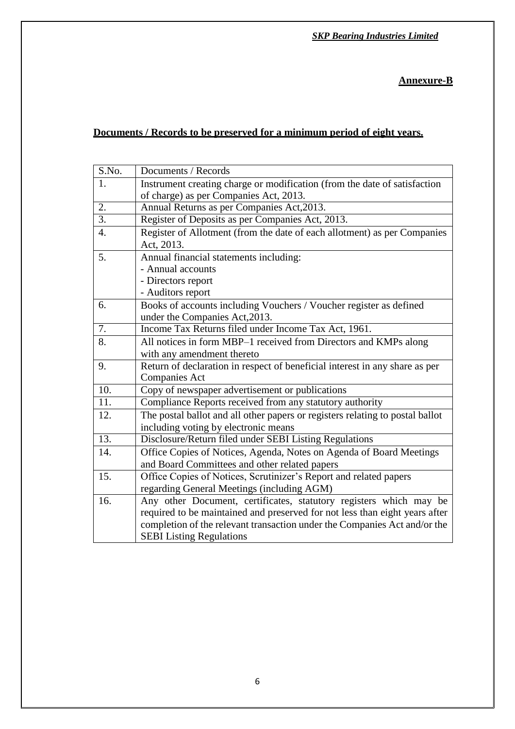**Annexure-B**

**Documents / Records to be preserved for a minimum period of eight years.**

| S.No. | Documents / Records |
|---|---|
| 1. | Instrument creating charge or modification (from the date of satisfaction of charge) as per Companies Act, 2013. |
| 2. | Annual Returns as per Companies Act,2013. |
| 3. | Register of Deposits as per Companies Act, 2013. |
| 4. | Register of Allotment (from the date of each allotment) as per Companies Act, 2013. |
| 5. | Annual financial statements including:<br>- Annual accounts<br>- Directors report<br>- Auditors report |
| 6. | Books of accounts including Vouchers / Voucher register as defined under the Companies Act,2013. |
| 7. | Income Tax Returns filed under Income Tax Act, 1961. |
| 8. | All notices in form MBP–1 received from Directors and KMPs along with any amendment thereto |
| 9. | Return of declaration in respect of beneficial interest in any share as per Companies Act |
| 10. | Copy of newspaper advertisement or publications |
| 11. | Compliance Reports received from any statutory authority |
| 12. | The postal ballot and all other papers or registers relating to postal ballot including voting by electronic means |
| 13. | Disclosure/Return filed under SEBI Listing Regulations |
| 14. | Office Copies of Notices, Agenda, Notes on Agenda of Board Meetings and Board Committees and other related papers |
| 15. | Office Copies of Notices, Scrutinizer's Report and related papers regarding General Meetings (including AGM) |
| 16. | Any other Document, certificates, statutory registers which may be required to be maintained and preserved for not less than eight years after completion of the relevant transaction under the Companies Act and/or the SEBI Listing Regulations |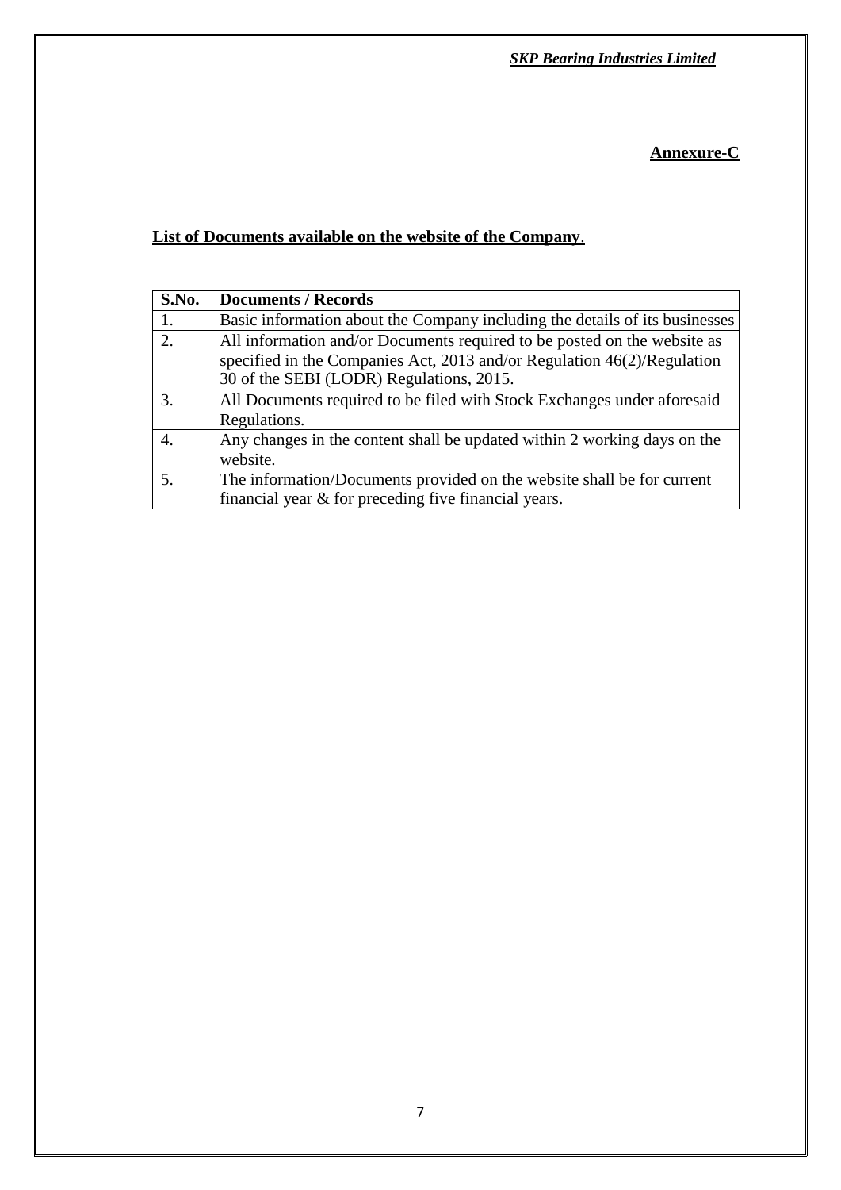**Annexure-C**

**List of Documents available on the website of the Company**.

| S.No. | Documents / Records |
|---|---|
| 1. | Basic information about the Company including the details of its businesses |
| 2. | All information and/or Documents required to be posted on the website as specified in the Companies Act, 2013 and/or Regulation 46(2)/Regulation 30 of the SEBI (LODR) Regulations, 2015. |
| 3. | All Documents required to be filed with Stock Exchanges under aforesaid Regulations. |
| 4. | Any changes in the content shall be updated within 2 working days on the website. |
| 5. | The information/Documents provided on the website shall be for current financial year & for preceding five financial years. |